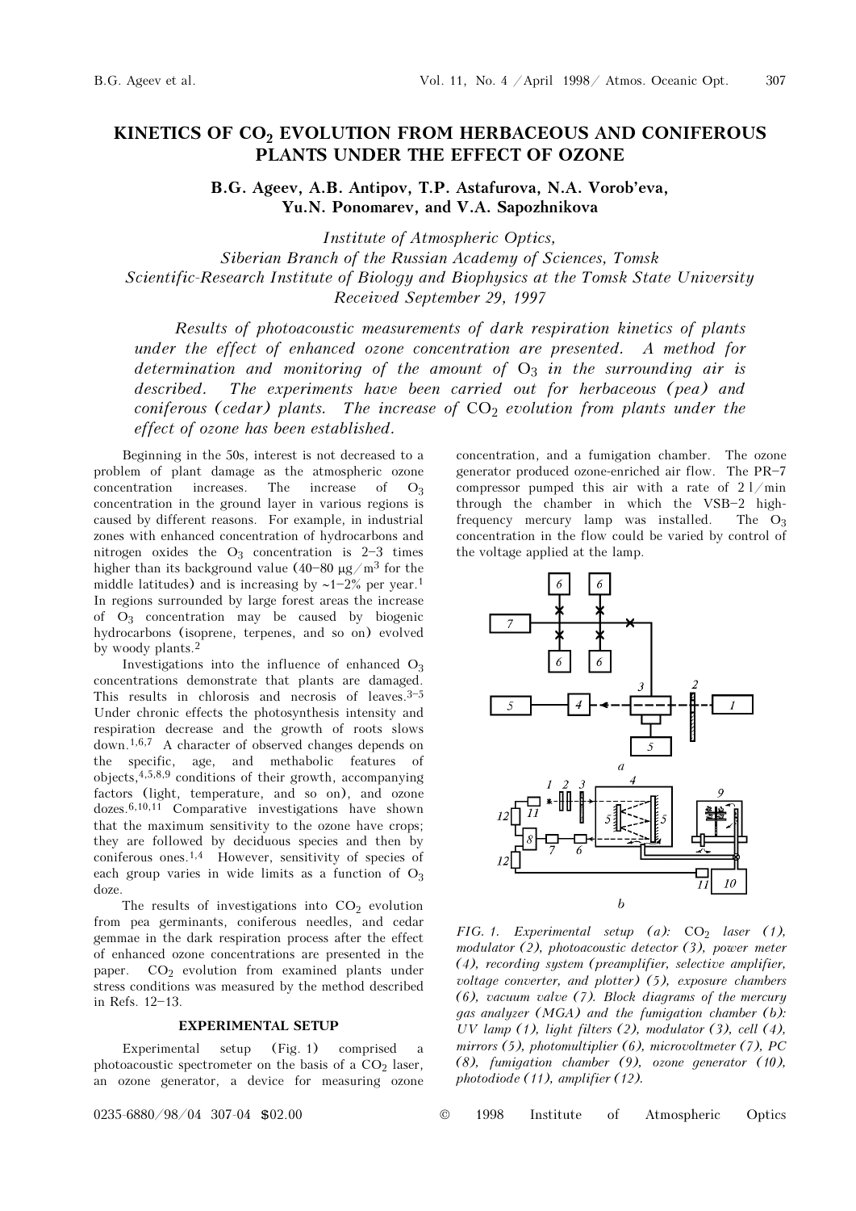# KINETICS OF $CO_2$ EVOLUTION FROM HERBACEOUS AND CONIFEROUS PLANTS UNDER THE EFFECT OF OZONE

**B.G. Ageev, A.B. Antipov, T.P. Astafurova, N.A. Vorob'eva, Yu.N. Ponomarev, and V.A. Sapozhnikova**

*Institute of Atmospheric Optics, Siberian Branch of the Russian Academy of Sciences, Tomsk*
*Scientific-Research Institute of Biology and Biophysics at the Tomsk State University*
*Received September 29, 1997*

*Results of photoacoustic measurements of dark respiration kinetics of plants under the effect of enhanced ozone concentration are presented. A method for determination and monitoring of the amount of $O_3$ in the surrounding air is described. The experiments have been carried out for herbaceous (pea) and coniferous (cedar) plants. The increase of $CO_2$ evolution from plants under the effect of ozone has been established.*

Beginning in the 50s, interest is not decreased to a problem of plant damage as the atmospheric ozone concentration increases. The increase of $O_3$ concentration in the ground layer in various regions is caused by different reasons. For example, in industrial zones with enhanced concentration of hydrocarbons and nitrogen oxides the $O_3$ concentration is 2–3 times higher than its background value (40–80 μg/m$^3$ for the middle latitudes) and is increasing by ~1–2% per year.[1] In regions surrounded by large forest areas the increase of $O_3$ concentration may be caused by biogenic hydrocarbons (isoprene, terpenes, and so on) evolved by woody plants.[2]

Investigations into the influence of enhanced $O_3$ concentrations demonstrate that plants are damaged. This results in chlorosis and necrosis of leaves.[3–5] Under chronic effects the photosynthesis intensity and respiration decrease and the growth of roots slows down.[1,6,7] A character of observed changes depends on the specific, age, and methabolic features of objects,[4,5,8,9] conditions of their growth, accompanying factors (light, temperature, and so on), and ozone dozes.[6,10,11] Comparative investigations have shown that the maximum sensitivity to the ozone have crops; they are followed by deciduous species and then by coniferous ones.[1,4] However, sensitivity of species of each group varies in wide limits as a function of $O_3$ doze.

The results of investigations into $CO_2$ evolution from pea germinants, coniferous needles, and cedar gemmae in the dark respiration process after the effect of enhanced ozone concentrations are presented in the paper. $CO_2$ evolution from examined plants under stress conditions was measured by the method described in Refs. 12–13.

## EXPERIMENTAL SETUP

Experimental setup (Fig. 1) comprised a photoacoustic spectrometer on the basis of a $CO_2$ laser, an ozone generator, a device for measuring ozone concentration, and a fumigation chamber. The ozone generator produced ozone-enriched air flow. The PR–7 compressor pumped this air with a rate of 2 l/min through the chamber in which the VSB–2 high-frequency mercury lamp was installed. The $O_3$ concentration in the flow could be varied by control of the voltage applied at the lamp.

FIG. 1. Experimental setup (a): $CO_2$ laser (1), modulator (2), photoacoustic detector (3), power meter (4), recording system (preamplifier, selective amplifier, voltage converter, and plotter) (5), exposure chambers (6), vacuum valve (7). Block diagrams of the mercury gas analyzer (MGA) and the fumigation chamber (b): UV lamp (1), light filters (2), modulator (3), cell (4), mirrors (5), photomultiplier (6), microvoltmeter (7), PC (8), fumigation chamber (9), ozone generator (10), photodiode (11), amplifier (12).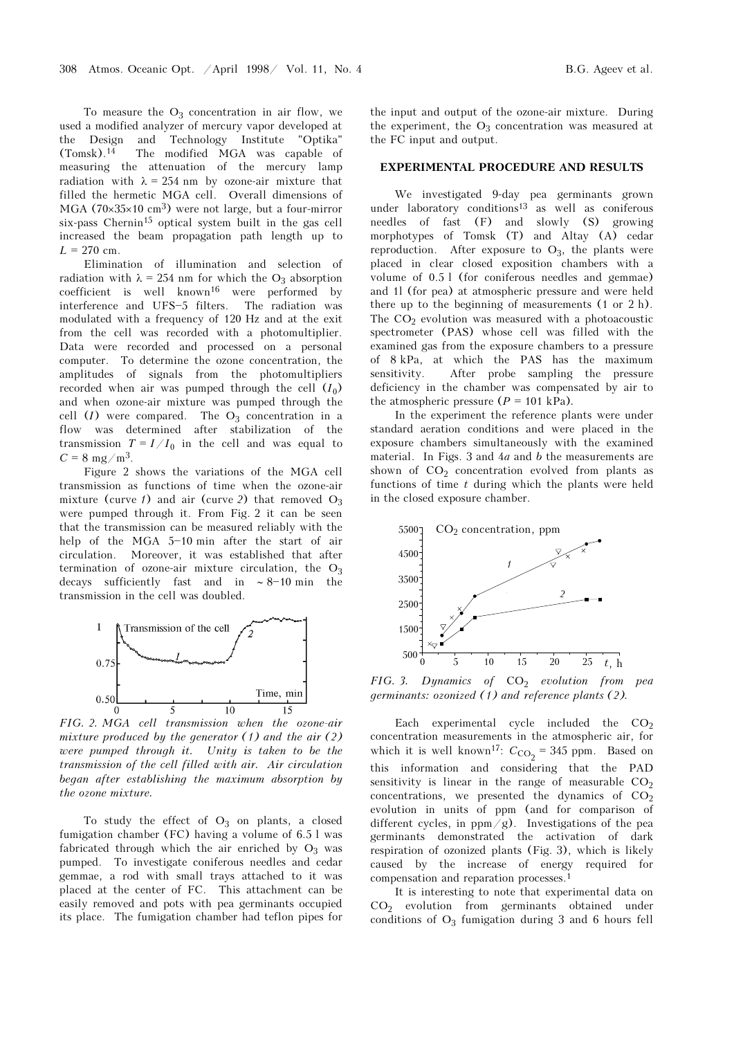To measure the $O_3$ concentration in air flow, we used a modified analyzer of mercury vapor developed at the Design and Technology Institute "Optika" (Tomsk).[14] The modified MGA was capable of measuring the attenuation of the mercury lamp radiation with $\lambda = 254$ nm by ozone-air mixture that filled the hermetic MGA cell. Overall dimensions of MGA ($70\times35\times10$ cm$^3$) were not large, but a four-mirror six-pass Chernin[15] optical system built in the gas cell increased the beam propagation path length up to $L = 270$ cm.

Elimination of illumination and selection of radiation with $\lambda = 254$ nm for which the $O_3$ absorption coefficient is well known[16] were performed by interference and UFS–5 filters. The radiation was modulated with a frequency of 120 Hz and at the exit from the cell was recorded with a photomultiplier. Data were recorded and processed on a personal computer. To determine the ozone concentration, the amplitudes of signals from the photomultipliers recorded when air was pumped through the cell ($I_0$) and when ozone-air mixture was pumped through the cell ($I$) were compared. The $O_3$ concentration in a flow was determined after stabilization of the transmission $T = I/I_0$ in the cell and was equal to $C = 8$ mg/m$^3$.

Figure 2 shows the variations of the MGA cell transmission as functions of time when the ozone-air mixture (curve *1*) and air (curve *2*) that removed $O_3$ were pumped through it. From Fig. 2 it can be seen that the transmission can be measured reliably with the help of the MGA 5–10 min after the start of air circulation. Moreover, it was established that after termination of ozone-air mixture circulation, the $O_3$ decays sufficiently fast and in $\sim$8–10 min the transmission in the cell was doubled.

*FIG. 2. MGA cell transmission when the ozone-air mixture produced by the generator (1) and the air (2) were pumped through it. Unity is taken to be the transmission of the cell filled with air. Air circulation began after establishing the maximum absorption by the ozone mixture.*

To study the effect of $O_3$ on plants, a closed fumigation chamber (FC) having a volume of 6.5 l was fabricated through which the air enriched by $O_3$ was pumped. To investigate coniferous needles and cedar gemmae, a rod with small trays attached to it was placed at the center of FC. This attachment can be easily removed and pots with pea germinants occupied its place. The fumigation chamber had teflon pipes for the input and output of the ozone-air mixture. During the experiment, the $O_3$ concentration was measured at the FC input and output.

## EXPERIMENTAL PROCEDURE AND RESULTS

We investigated 9-day pea germinants grown under laboratory conditions[13] as well as coniferous needles of fast (F) and slowly (S) growing morphotypes of Tomsk (T) and Altay (A) cedar reproduction. After exposure to $O_3$, the plants were placed in clear closed exposition chambers with a volume of 0.5 l (for coniferous needles and gemmae) and 1l (for pea) at atmospheric pressure and were held there up to the beginning of measurements (1 or 2 h). The $CO_2$ evolution was measured with a photoacoustic spectrometer (PAS) whose cell was filled with the examined gas from the exposure chambers to a pressure of 8 kPa, at which the PAS has the maximum sensitivity. After probe sampling the pressure deficiency in the chamber was compensated by air to the atmospheric pressure ($P = 101$ kPa).

In the experiment the reference plants were under standard aeration conditions and were placed in the exposure chambers simultaneously with the examined material. In Figs. 3 and 4*a* and *b* the measurements are shown of $CO_2$ concentration evolved from plants as functions of time $t$ during which the plants were held in the closed exposure chamber.

*FIG. 3. Dynamics of $CO_2$ evolution from pea germinants: ozonized (1) and reference plants (2).*

Each experimental cycle included the $CO_2$ concentration measurements in the atmospheric air, for which it is well known[17]: $C_{CO_2} = 345$ ppm. Based on this information and considering that the PAD sensitivity is linear in the range of measurable $CO_2$ concentrations, we presented the dynamics of $CO_2$ evolution in units of ppm (and for comparison of different cycles, in ppm/g). Investigations of the pea germinants demonstrated the activation of dark respiration of ozonized plants (Fig. 3), which is likely caused by the increase of energy required for compensation and reparation processes.[1]

It is interesting to note that experimental data on $CO_2$ evolution from germinants obtained under conditions of $O_3$ fumigation during 3 and 6 hours fell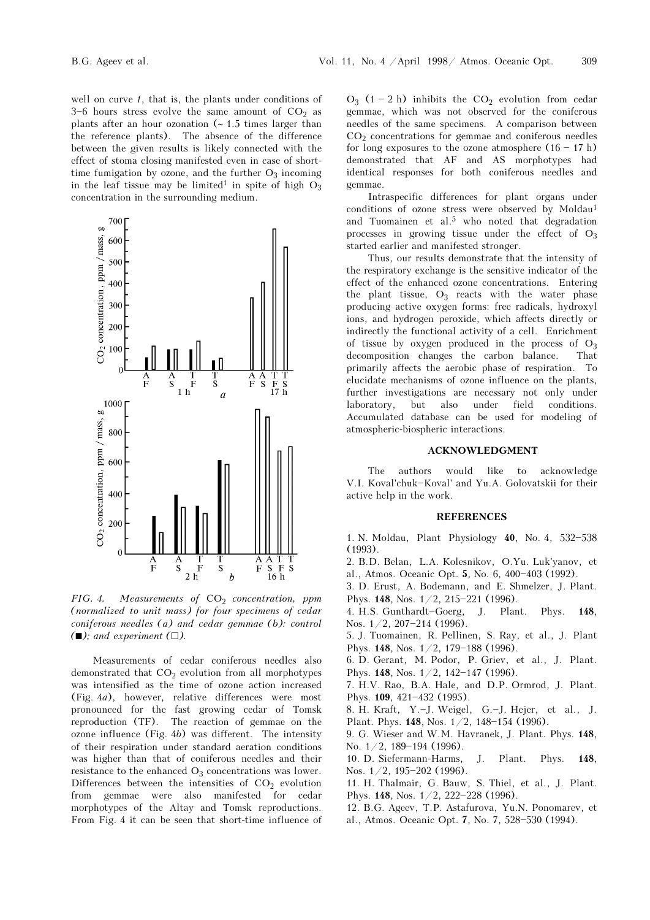well on curve 1, that is, the plants under conditions of 3–6 hours stress evolve the same amount of $CO_2$ as plants after an hour ozonation (~ 1.5 times larger than the reference plants). The absence of the difference between the given results is likely connected with the effect of stoma closing manifested even in case of short-time fumigation by ozone, and the further $O_3$ incoming in the leaf tissue may be limited[1] in spite of high $O_3$ concentration in the surrounding medium.

*FIG. 4. Measurements of $CO_2$ concentration, ppm (normalized to unit mass) for four specimens of cedar coniferous needles (a) and cedar gemmae (b): control (■); and experiment (□).*

Measurements of cedar coniferous needles also demonstrated that $CO_2$ evolution from all morphotypes was intensified as the time of ozone action increased (Fig. 4a), however, relative differences were most pronounced for the fast growing cedar of Tomsk reproduction (TF). The reaction of gemmae on the ozone influence (Fig. 4b) was different. The intensity of their respiration under standard aeration conditions was higher than that of coniferous needles and their resistance to the enhanced $O_3$ concentrations was lower. Differences between the intensities of $CO_2$ evolution from gemmae were also manifested for cedar morphotypes of the Altay and Tomsk reproductions. From Fig. 4 it can be seen that short-time influence of $O_3$ (1 – 2 h) inhibits the $CO_2$ evolution from cedar gemmae, which was not observed for the coniferous needles of the same specimens. A comparison between $CO_2$ concentrations for gemmae and coniferous needles for long exposures to the ozone atmosphere (16 – 17 h) demonstrated that AF and AS morphotypes had identical responses for both coniferous needles and gemmae.

Intraspecific differences for plant organs under conditions of ozone stress were observed by Moldau[1] and Tuomainen et al.[5] who noted that degradation processes in growing tissue under the effect of $O_3$ started earlier and manifested stronger.

Thus, our results demonstrate that the intensity of the respiratory exchange is the sensitive indicator of the effect of the enhanced ozone concentrations. Entering the plant tissue, $O_3$ reacts with the water phase producing active oxygen forms: free radicals, hydroxyl ions, and hydrogen peroxide, which affects directly or indirectly the functional activity of a cell. Enrichment of tissue by oxygen produced in the process of $O_3$ decomposition changes the carbon balance. That primarily affects the aerobic phase of respiration. To elucidate mechanisms of ozone influence on the plants, further investigations are necessary not only under laboratory, but also under field conditions. Accumulated database can be used for modeling of atmospheric-biospheric interactions.

## ACKNOWLEDGMENT

The authors would like to acknowledge V.I. Koval'chuk–Koval' and Yu.A. Golovatskii for their active help in the work.

## REFERENCES

1. N. Moldau, Plant Physiology **40**, No. 4, 532–538 (1993).
2. B.D. Belan, L.A. Kolesnikov, O.Yu. Luk'yanov, et al., Atmos. Oceanic Opt. **5**, No. 6, 400–403 (1992).
3. D. Erust, A. Bodemann, and E. Shmelzer, J. Plant. Phys. **148**, Nos. 1/2, 215–221 (1996).
4. H.S. Gunthardt–Goerg, J. Plant. Phys. **148**, Nos. 1/2, 207–214 (1996).
5. J. Tuomainen, R. Pellinen, S. Ray, et al., J. Plant Phys. **148**, Nos. 1/2, 179–188 (1996).
6. D. Gerant, M. Podor, P. Griev, et al., J. Plant. Phys. **148**, Nos. 1/2, 142–147 (1996).
7. H.V. Rao, B.A. Hale, and D.P. Ormrod, J. Plant. Phys. **109**, 421–432 (1995).
8. H. Kraft, Y.–J. Weigel, G.–J. Hejer, et al., J. Plant. Phys. **148**, Nos. 1/2, 148–154 (1996).
9. G. Wieser and W.M. Havranek, J. Plant. Phys. **148**, No. 1/2, 189–194 (1996).
10. D. Siefermann-Harms, J. Plant. Phys. **148**, Nos. 1/2, 195–202 (1996).
11. H. Thalmair, G. Bauw, S. Thiel, et al., J. Plant. Phys. **148**, Nos. 1/2, 222–228 (1996).
12. B.G. Ageev, T.P. Astafurova, Yu.N. Ponomarev, et al., Atmos. Oceanic Opt. **7**, No. 7, 528–530 (1994).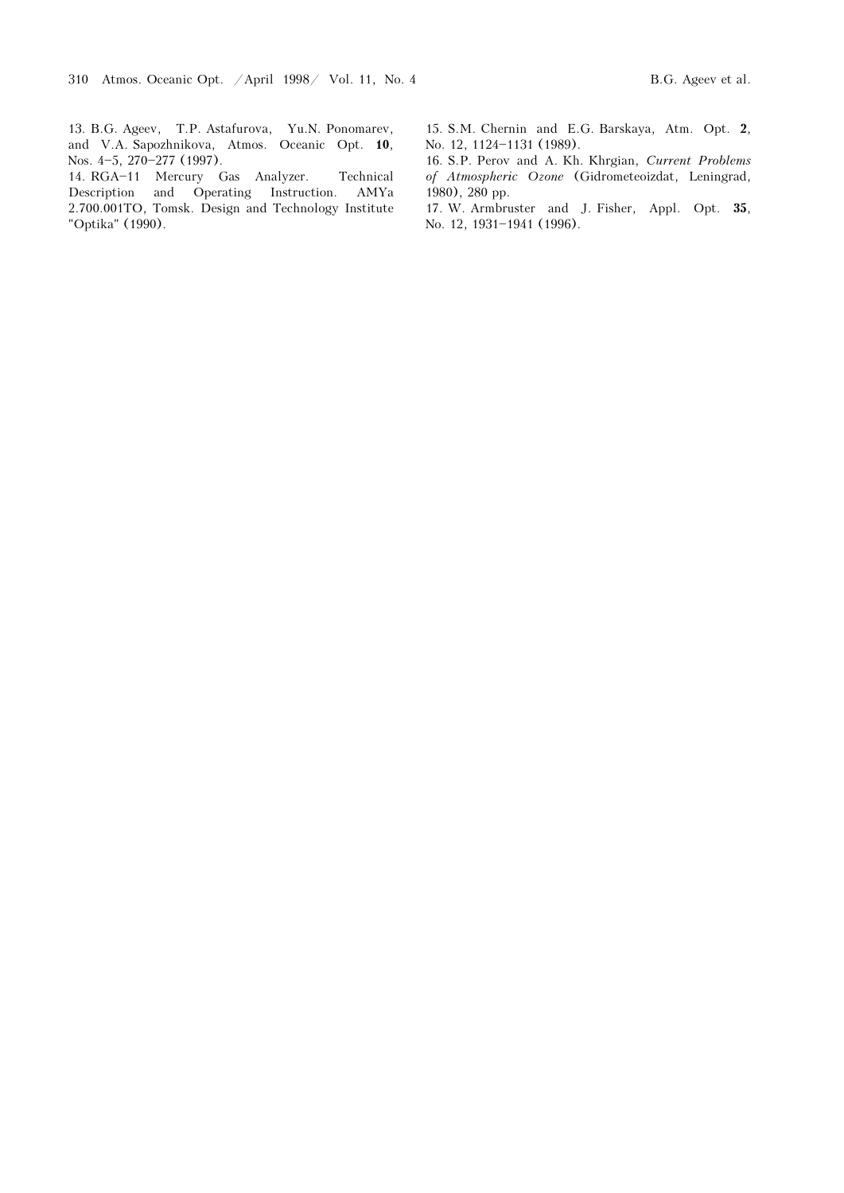13. B.G. Ageev, T.P. Astafurova, Yu.N. Ponomarev, and V.A. Sapozhnikova, Atmos. Oceanic Opt. **10**, Nos. 4–5, 270–277 (1997).

14. RGA–11 Mercury Gas Analyzer. Technical Description and Operating Instruction. AMYa 2.700.001TO, Tomsk. Design and Technology Institute "Optika" (1990).

15. S.M. Chernin and E.G. Barskaya, Atm. Opt. **2**, No. 12, 1124–1131 (1989).

16. S.P. Perov and A. Kh. Khrgian, *Current Problems of Atmospheric Ozone* (Gidrometeoizdat, Leningrad, 1980), 280 pp.

17. W. Armbruster and J. Fisher, Appl. Opt. **35**, No. 12, 1931–1941 (1996).